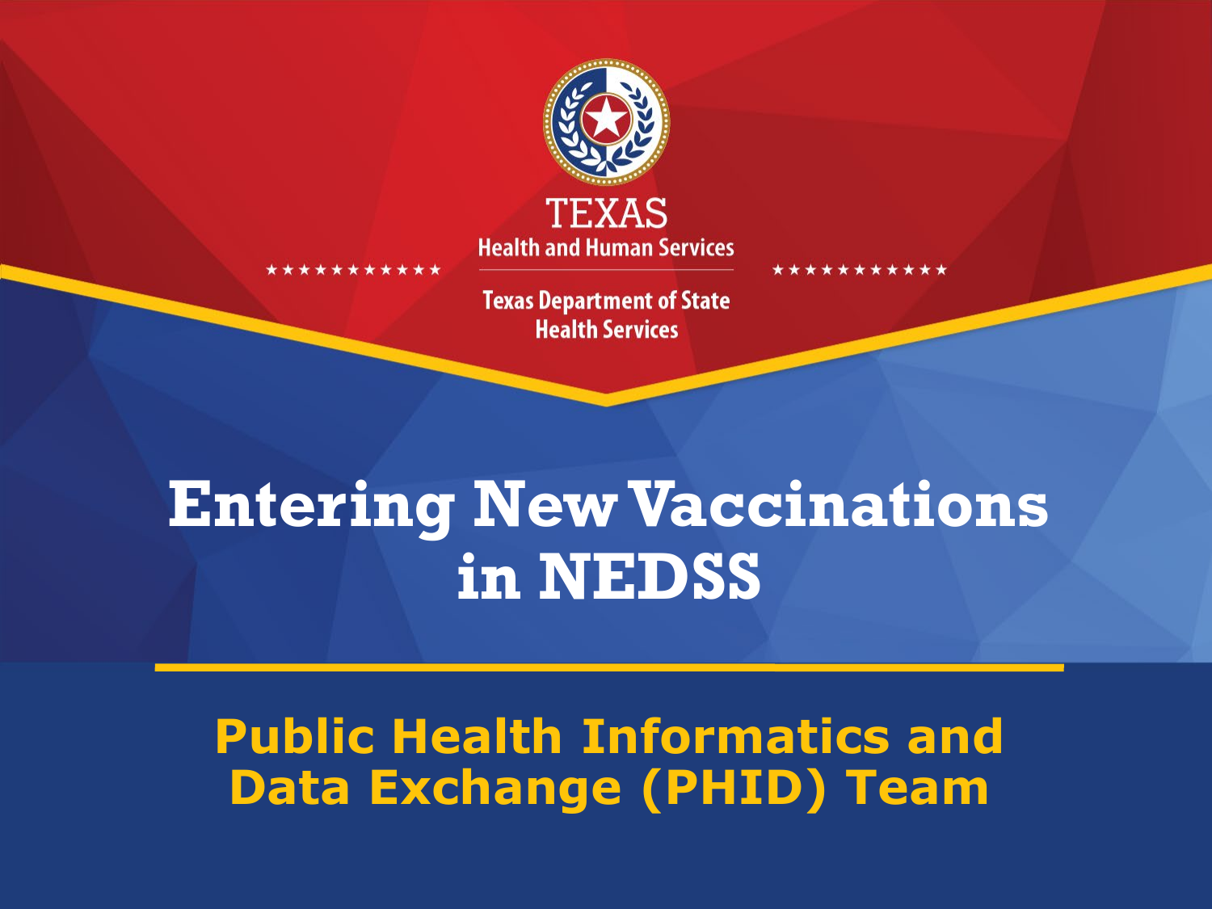TEXAS

Health and Human Services

Texas Department of State Health Services

# Entering New Vaccinations in NEDSS

## Public Health Informatics and Data Exchange (PHID) Team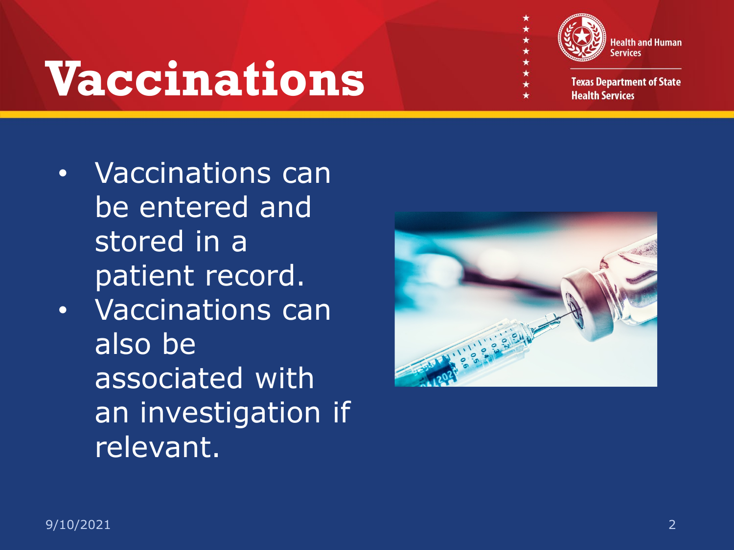# Vaccinations

- Vaccinations can be entered and stored in a patient record.
- Vaccinations can also be associated with an investigation if relevant.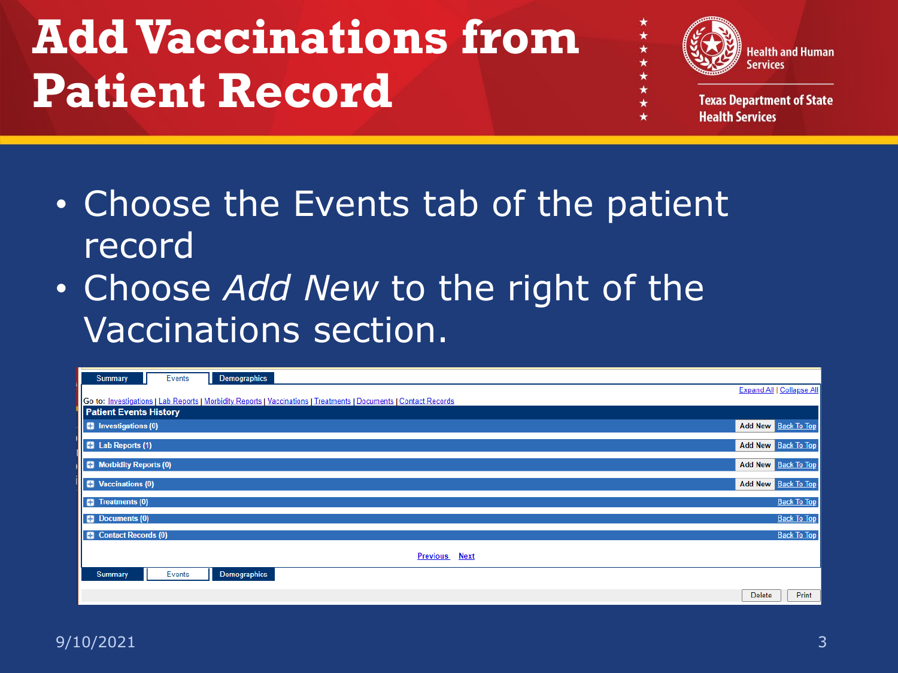# Add Vaccinations from Patient Record

- Choose the Events tab of the patient record
- Choose *Add New* to the right of the Vaccinations section.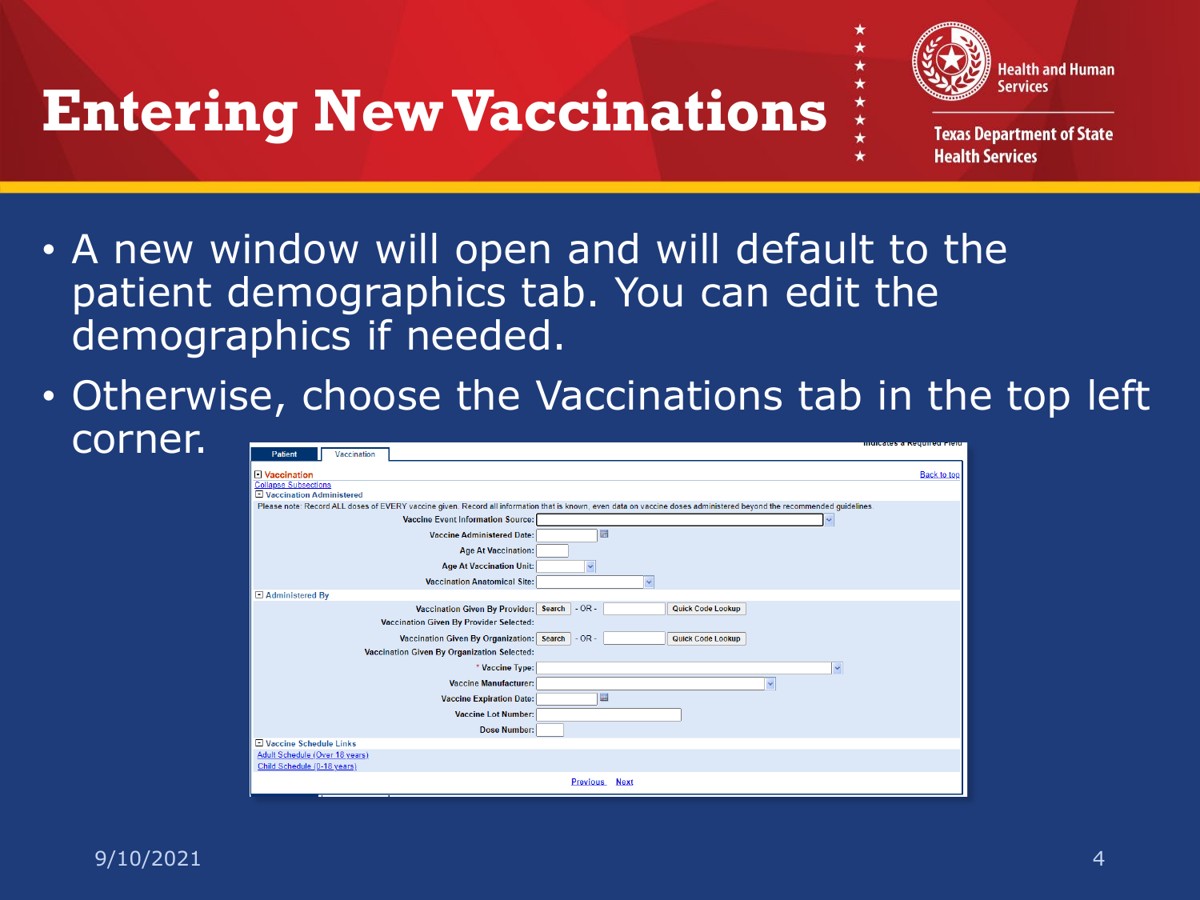# Entering New Vaccinations

Health and Human Services

Texas Department of State Health Services

- A new window will open and will default to the patient demographics tab. You can edit the demographics if needed.
- Otherwise, choose the Vaccinations tab in the top left corner.

Patient | Vaccination

Indicates a Required Field

**Vaccination**

Back to top

Collapse Subsections

Vaccination Administered

Please note: Record ALL doses of EVERY vaccine given. Record all information that is known, even data on vaccine doses administered beyond the recommended guidelines.

Vaccine Event Information Source:

Vaccine Administered Date:

Age At Vaccination:

Age At Vaccination Unit:

Vaccination Anatomical Site:

Administered By

Vaccination Given By Provider: Search - OR - Quick Code Lookup

Vaccination Given By Provider Selected:

Vaccination Given By Organization: Search - OR - Quick Code Lookup

Vaccination Given By Organization Selected:

* Vaccine Type:

Vaccine Manufacturer:

Vaccine Expiration Date:

Vaccine Lot Number:

Dose Number:

Vaccine Schedule Links

Adult Schedule (Over 18 years)

Child Schedule (0-18 years)

Previous Next

9/10/2021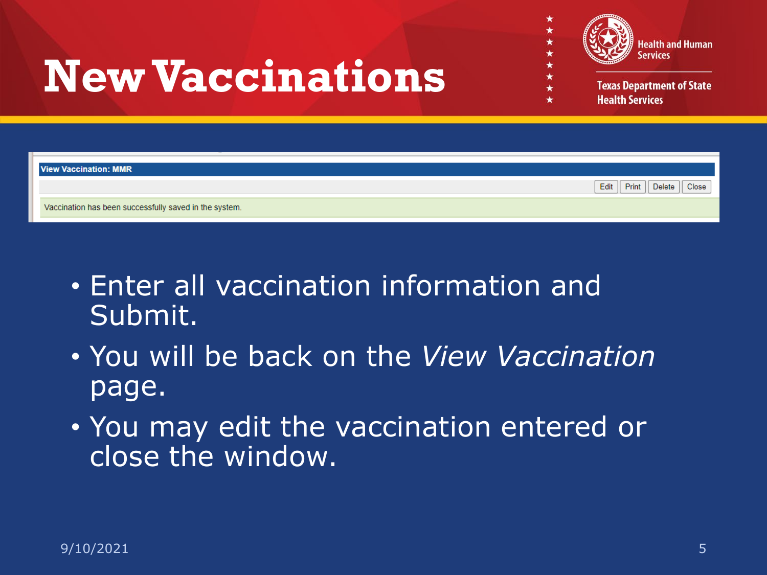# New Vaccinations

Health and Human Services

Texas Department of State Health Services

**View Vaccination: MMR**

Edit | Print | Delete | Close

Vaccination has been successfully saved in the system.

- Enter all vaccination information and Submit.
- You will be back on the *View Vaccination* page.
- You may edit the vaccination entered or close the window.

9/10/2021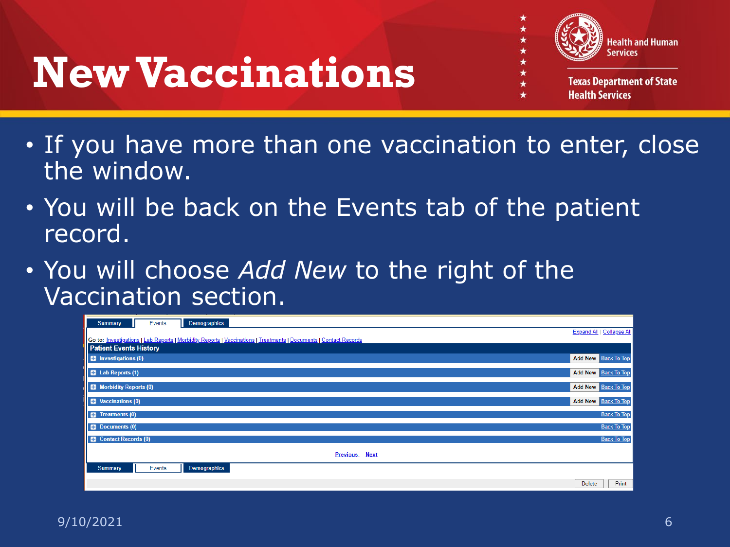# New Vaccinations

- If you have more than one vaccination to enter, close the window.
- You will be back on the Events tab of the patient record.
- You will choose *Add New* to the right of the Vaccination section.

Summary | Events | Demographics

Expand All | Collapse All

Go to: Investigations | Lab Reports | Morbidity Reports | Vaccinations | Treatments | Documents | Contact Records

**Patient Events History**

| Section | Actions |
|---|---|
| Investigations (0) | Add New · Back To Top |
| Lab Reports (1) | Add New · Back To Top |
| Morbidity Reports (0) | Add New · Back To Top |
| Vaccinations (0) | Add New · Back To Top |
| Treatments (0) | Back To Top |
| Documents (0) | Back To Top |
| Contact Records (0) | Back To Top |

Previous Next

Summary | Events | Demographics

Delete | Print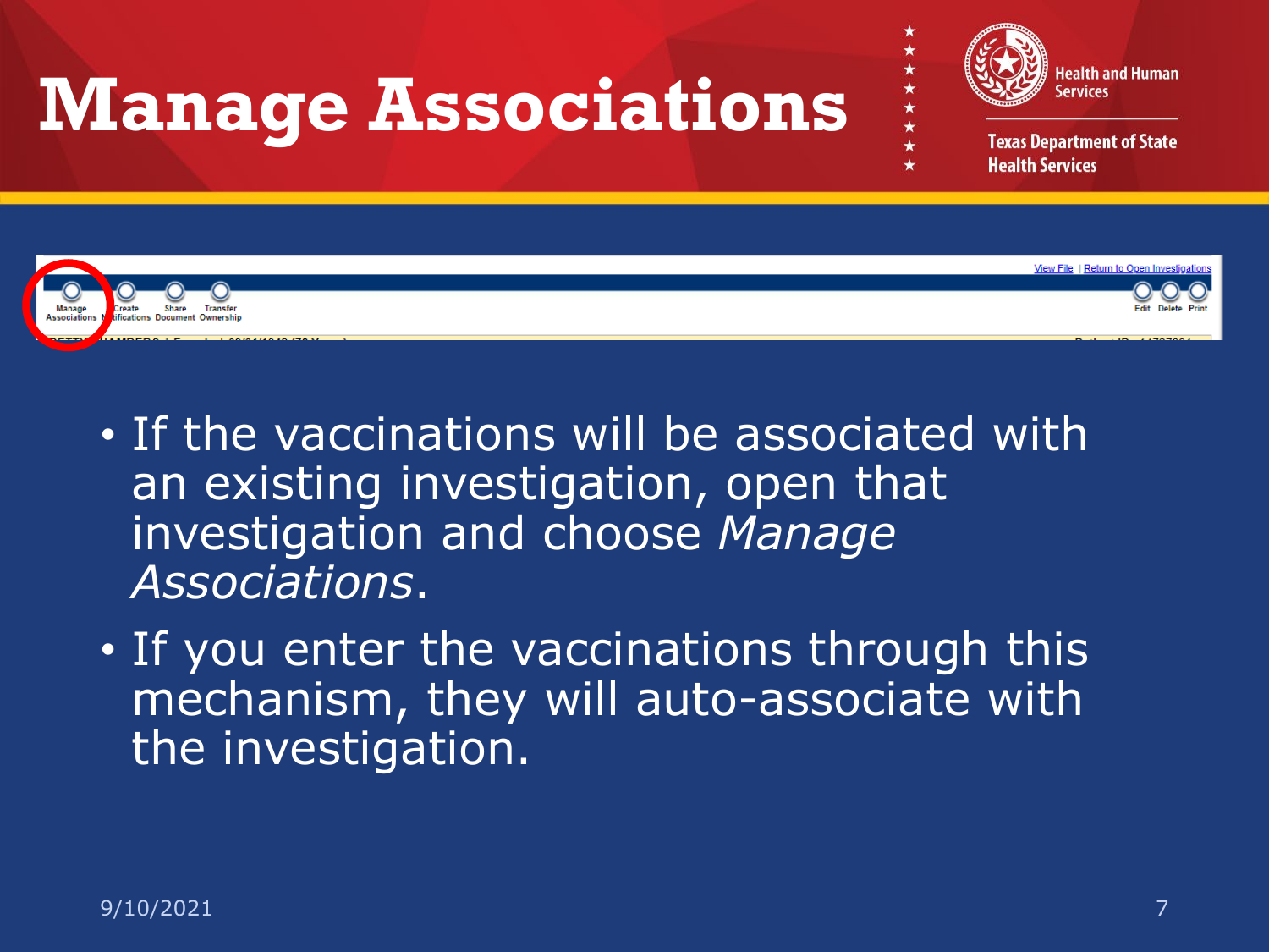# Manage Associations

- If the vaccinations will be associated with an existing investigation, open that investigation and choose *Manage Associations*.
- If you enter the vaccinations through this mechanism, they will auto-associate with the investigation.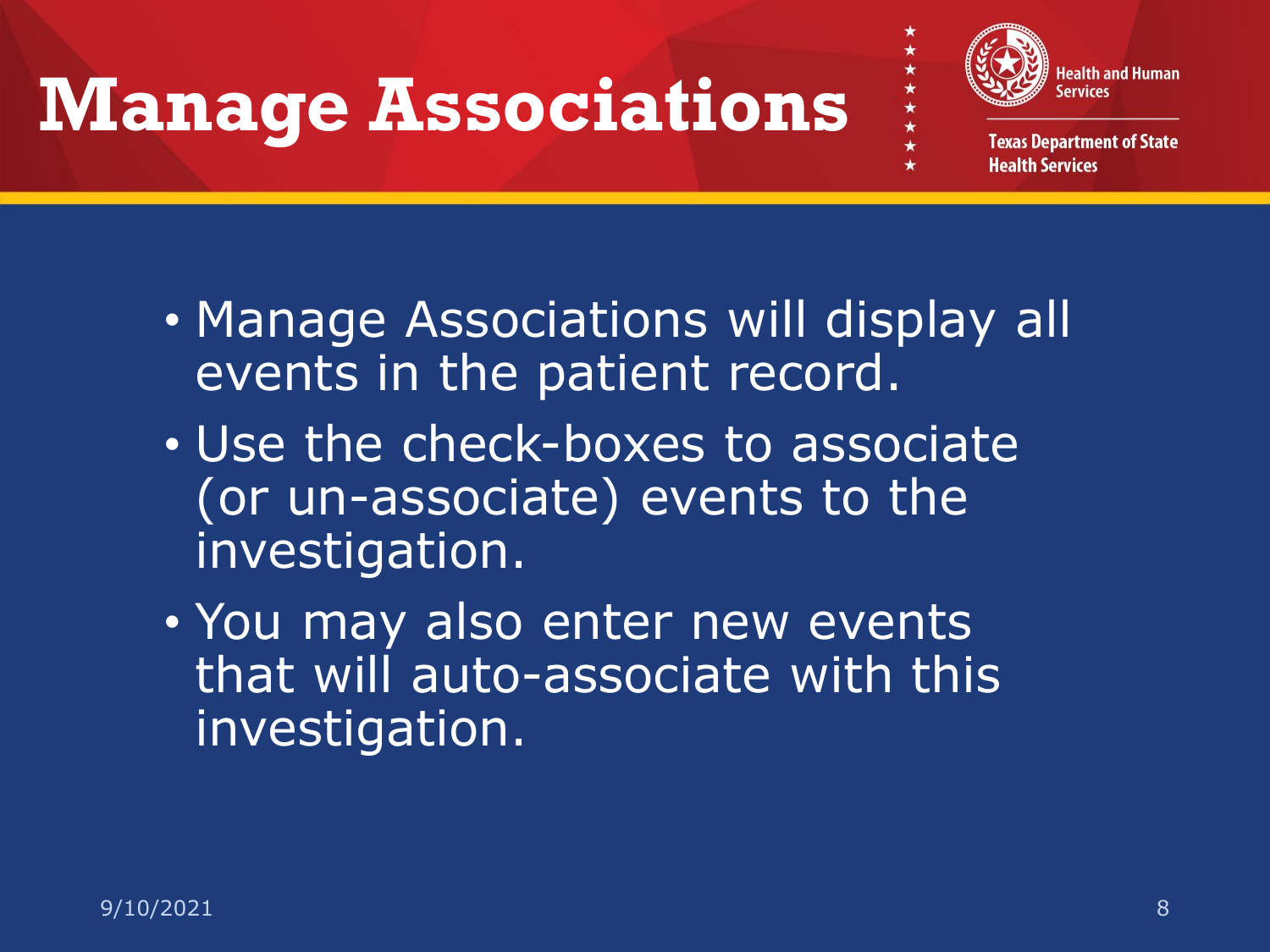# Manage Associations

- Manage Associations will display all events in the patient record.
- Use the check-boxes to associate (or un-associate) events to the investigation.
- You may also enter new events that will auto-associate with this investigation.